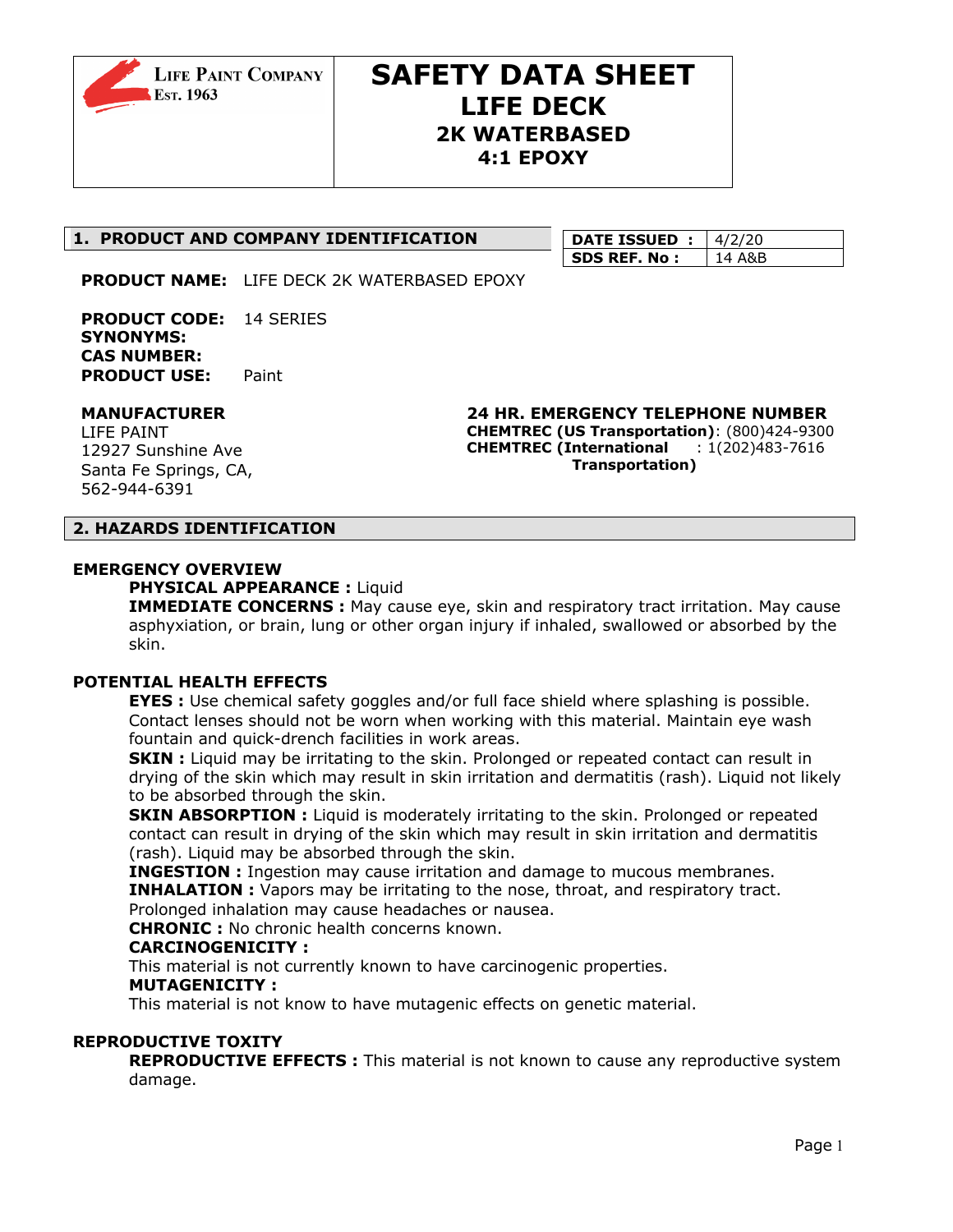LIFE PAINT COMPANY
EST. 1963

# SAFETY DATA SHEET
## LIFE DECK
### 2K WATERBASED
### 4:1 EPOXY

## 1. PRODUCT AND COMPANY IDENTIFICATION

| DATE ISSUED : | 4/2/20 |
|---|---|
| SDS REF. No : | 14 A&B |

**PRODUCT NAME:** LIFE DECK 2K WATERBASED EPOXY

**PRODUCT CODE:** 14 SERIES
**SYNONYMS:**
**CAS NUMBER:**
**PRODUCT USE:** Paint

**MANUFACTURER**
LIFE PAINT
12927 Sunshine Ave
Santa Fe Springs, CA,
562-944-6391

**24 HR. EMERGENCY TELEPHONE NUMBER**
**CHEMTREC (US Transportation)**: (800)424-9300
**CHEMTREC (International Transportation)** : 1(202)483-7616

## 2. HAZARDS IDENTIFICATION

**EMERGENCY OVERVIEW**

**PHYSICAL APPEARANCE :** Liquid
**IMMEDIATE CONCERNS :** May cause eye, skin and respiratory tract irritation. May cause asphyxiation, or brain, lung or other organ injury if inhaled, swallowed or absorbed by the skin.

**POTENTIAL HEALTH EFFECTS**

**EYES :** Use chemical safety goggles and/or full face shield where splashing is possible. Contact lenses should not be worn when working with this material. Maintain eye wash fountain and quick-drench facilities in work areas.
**SKIN :** Liquid may be irritating to the skin. Prolonged or repeated contact can result in drying of the skin which may result in skin irritation and dermatitis (rash). Liquid not likely to be absorbed through the skin.
**SKIN ABSORPTION :** Liquid is moderately irritating to the skin. Prolonged or repeated contact can result in drying of the skin which may result in skin irritation and dermatitis (rash). Liquid may be absorbed through the skin.
**INGESTION :** Ingestion may cause irritation and damage to mucous membranes.
**INHALATION :** Vapors may be irritating to the nose, throat, and respiratory tract. Prolonged inhalation may cause headaches or nausea.
**CHRONIC :** No chronic health concerns known.
**CARCINOGENICITY :**
This material is not currently known to have carcinogenic properties.
**MUTAGENICITY :**
This material is not know to have mutagenic effects on genetic material.

**REPRODUCTIVE TOXITY**

**REPRODUCTIVE EFFECTS :** This material is not known to cause any reproductive system damage.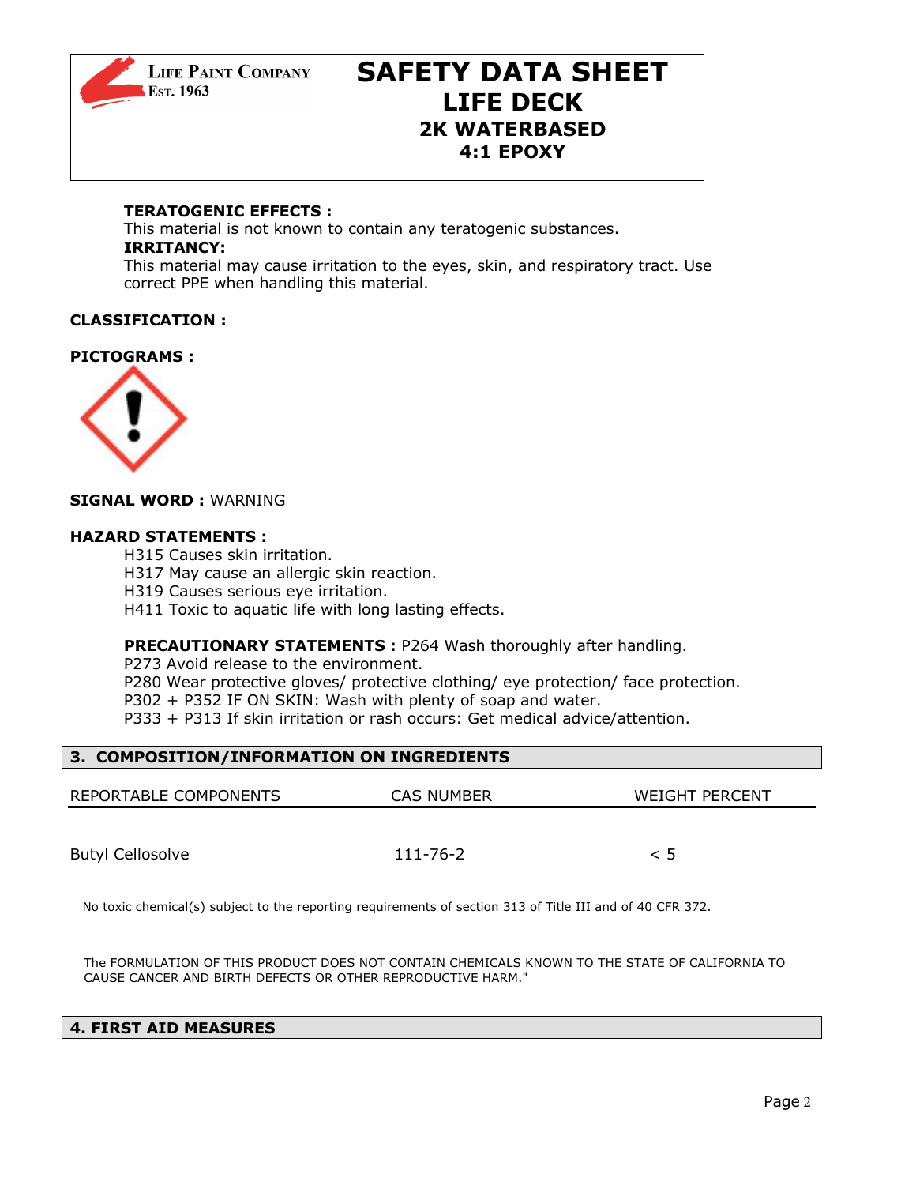**TERATOGENIC EFFECTS :**
This material is not known to contain any teratogenic substances.
**IRRITANCY:**
This material may cause irritation to the eyes, skin, and respiratory tract. Use correct PPE when handling this material.

**CLASSIFICATION :**

**PICTOGRAMS :**

**SIGNAL WORD :** WARNING

**HAZARD STATEMENTS :**

H315 Causes skin irritation.
H317 May cause an allergic skin reaction.
H319 Causes serious eye irritation.
H411 Toxic to aquatic life with long lasting effects.

**PRECAUTIONARY STATEMENTS :** P264 Wash thoroughly after handling.
P273 Avoid release to the environment.
P280 Wear protective gloves/ protective clothing/ eye protection/ face protection.
P302 + P352 IF ON SKIN: Wash with plenty of soap and water.
P333 + P313 If skin irritation or rash occurs: Get medical advice/attention.

## 3. COMPOSITION/INFORMATION ON INGREDIENTS

| REPORTABLE COMPONENTS | CAS NUMBER | WEIGHT PERCENT |
|---|---|---|
| Butyl Cellosolve | 111-76-2 | < 5 |

No toxic chemical(s) subject to the reporting requirements of section 313 of Title III and of 40 CFR 372.

The FORMULATION OF THIS PRODUCT DOES NOT CONTAIN CHEMICALS KNOWN TO THE STATE OF CALIFORNIA TO CAUSE CANCER AND BIRTH DEFECTS OR OTHER REPRODUCTIVE HARM."

## 4. FIRST AID MEASURES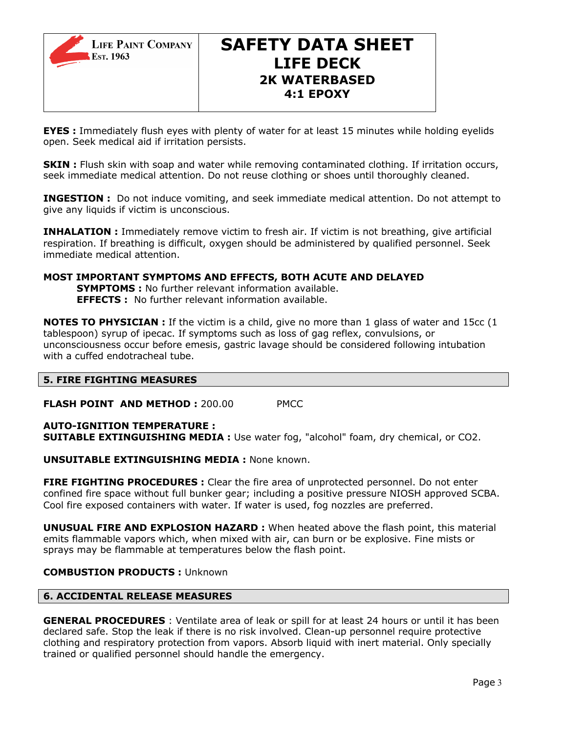**EYES :** Immediately flush eyes with plenty of water for at least 15 minutes while holding eyelids open. Seek medical aid if irritation persists.

**SKIN :** Flush skin with soap and water while removing contaminated clothing. If irritation occurs, seek immediate medical attention. Do not reuse clothing or shoes until thoroughly cleaned.

**INGESTION :** Do not induce vomiting, and seek immediate medical attention. Do not attempt to give any liquids if victim is unconscious.

**INHALATION :** Immediately remove victim to fresh air. If victim is not breathing, give artificial respiration. If breathing is difficult, oxygen should be administered by qualified personnel. Seek immediate medical attention.

**MOST IMPORTANT SYMPTOMS AND EFFECTS, BOTH ACUTE AND DELAYED**

**SYMPTOMS :** No further relevant information available.

**EFFECTS :** No further relevant information available.

**NOTES TO PHYSICIAN :** If the victim is a child, give no more than 1 glass of water and 15cc (1 tablespoon) syrup of ipecac. If symptoms such as loss of gag reflex, convulsions, or unconsciousness occur before emesis, gastric lavage should be considered following intubation with a cuffed endotracheal tube.

## 5. FIRE FIGHTING MEASURES

**FLASH POINT AND METHOD :** 200.00 PMCC

**AUTO-IGNITION TEMPERATURE :**

**SUITABLE EXTINGUISHING MEDIA :** Use water fog, "alcohol" foam, dry chemical, or CO2.

**UNSUITABLE EXTINGUISHING MEDIA :** None known.

**FIRE FIGHTING PROCEDURES :** Clear the fire area of unprotected personnel. Do not enter confined fire space without full bunker gear; including a positive pressure NIOSH approved SCBA. Cool fire exposed containers with water. If water is used, fog nozzles are preferred.

**UNUSUAL FIRE AND EXPLOSION HAZARD :** When heated above the flash point, this material emits flammable vapors which, when mixed with air, can burn or be explosive. Fine mists or sprays may be flammable at temperatures below the flash point.

**COMBUSTION PRODUCTS :** Unknown

## 6. ACCIDENTAL RELEASE MEASURES

**GENERAL PROCEDURES** : Ventilate area of leak or spill for at least 24 hours or until it has been declared safe. Stop the leak if there is no risk involved. Clean-up personnel require protective clothing and respiratory protection from vapors. Absorb liquid with inert material. Only specially trained or qualified personnel should handle the emergency.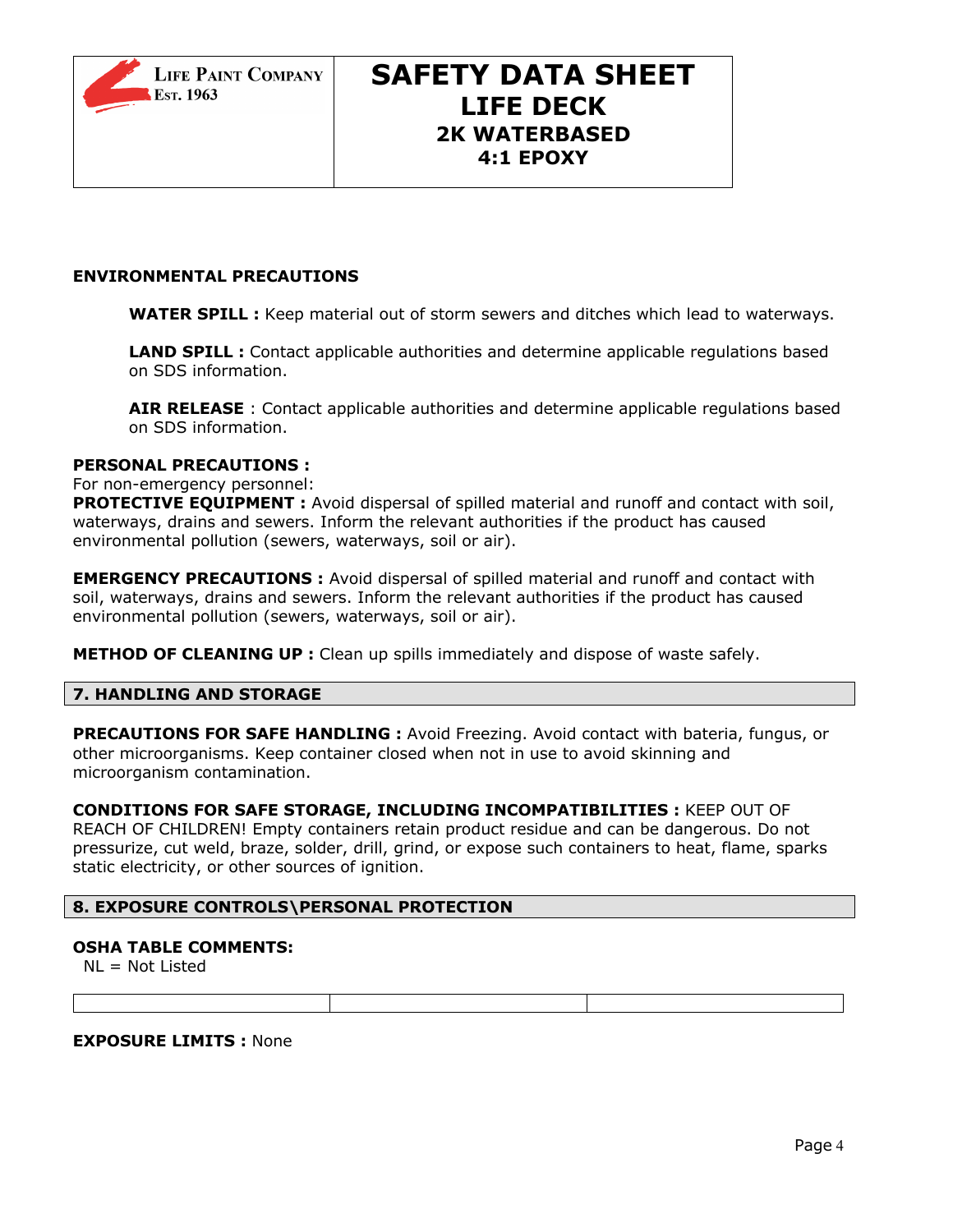**ENVIRONMENTAL PRECAUTIONS**

**WATER SPILL :** Keep material out of storm sewers and ditches which lead to waterways.

**LAND SPILL :** Contact applicable authorities and determine applicable regulations based on SDS information.

**AIR RELEASE** : Contact applicable authorities and determine applicable regulations based on SDS information.

**PERSONAL PRECAUTIONS :**
For non-emergency personnel:
**PROTECTIVE EQUIPMENT :** Avoid dispersal of spilled material and runoff and contact with soil, waterways, drains and sewers. Inform the relevant authorities if the product has caused environmental pollution (sewers, waterways, soil or air).

**EMERGENCY PRECAUTIONS :** Avoid dispersal of spilled material and runoff and contact with soil, waterways, drains and sewers. Inform the relevant authorities if the product has caused environmental pollution (sewers, waterways, soil or air).

**METHOD OF CLEANING UP :** Clean up spills immediately and dispose of waste safely.

## 7. HANDLING AND STORAGE

**PRECAUTIONS FOR SAFE HANDLING :** Avoid Freezing. Avoid contact with bateria, fungus, or other microorganisms. Keep container closed when not in use to avoid skinning and microorganism contamination.

**CONDITIONS FOR SAFE STORAGE, INCLUDING INCOMPATIBILITIES :** KEEP OUT OF REACH OF CHILDREN! Empty containers retain product residue and can be dangerous. Do not pressurize, cut weld, braze, solder, drill, grind, or expose such containers to heat, flame, sparks static electricity, or other sources of ignition.

## 8. EXPOSURE CONTROLS\PERSONAL PROTECTION

**OSHA TABLE COMMENTS:**
NL = Not Listed

| | | |
|---|---|---|

**EXPOSURE LIMITS :** None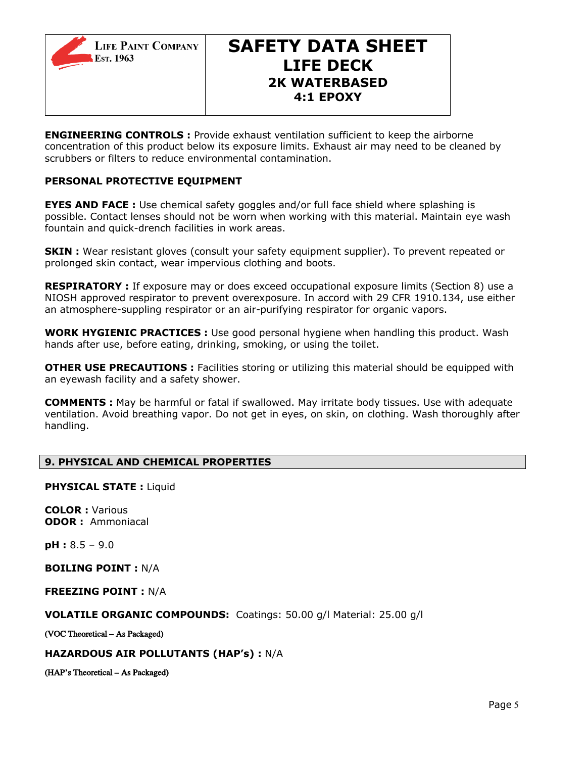**ENGINEERING CONTROLS :** Provide exhaust ventilation sufficient to keep the airborne concentration of this product below its exposure limits. Exhaust air may need to be cleaned by scrubbers or filters to reduce environmental contamination.

**PERSONAL PROTECTIVE EQUIPMENT**

**EYES AND FACE :** Use chemical safety goggles and/or full face shield where splashing is possible. Contact lenses should not be worn when working with this material. Maintain eye wash fountain and quick-drench facilities in work areas.

**SKIN :** Wear resistant gloves (consult your safety equipment supplier). To prevent repeated or prolonged skin contact, wear impervious clothing and boots.

**RESPIRATORY :** If exposure may or does exceed occupational exposure limits (Section 8) use a NIOSH approved respirator to prevent overexposure. In accord with 29 CFR 1910.134, use either an atmosphere-suppling respirator or an air-purifying respirator for organic vapors.

**WORK HYGIENIC PRACTICES :** Use good personal hygiene when handling this product. Wash hands after use, before eating, drinking, smoking, or using the toilet.

**OTHER USE PRECAUTIONS :** Facilities storing or utilizing this material should be equipped with an eyewash facility and a safety shower.

**COMMENTS :** May be harmful or fatal if swallowed. May irritate body tissues. Use with adequate ventilation. Avoid breathing vapor. Do not get in eyes, on skin, on clothing. Wash thoroughly after handling.

## 9. PHYSICAL AND CHEMICAL PROPERTIES

**PHYSICAL STATE :** Liquid

**COLOR :** Various
**ODOR :** Ammoniacal

**pH :** 8.5 – 9.0

**BOILING POINT :** N/A

**FREEZING POINT :** N/A

**VOLATILE ORGANIC COMPOUNDS:** Coatings: 50.00 g/l Material: 25.00 g/l

(VOC Theoretical – As Packaged)

**HAZARDOUS AIR POLLUTANTS (HAP's) :** N/A

(HAP's Theoretical – As Packaged)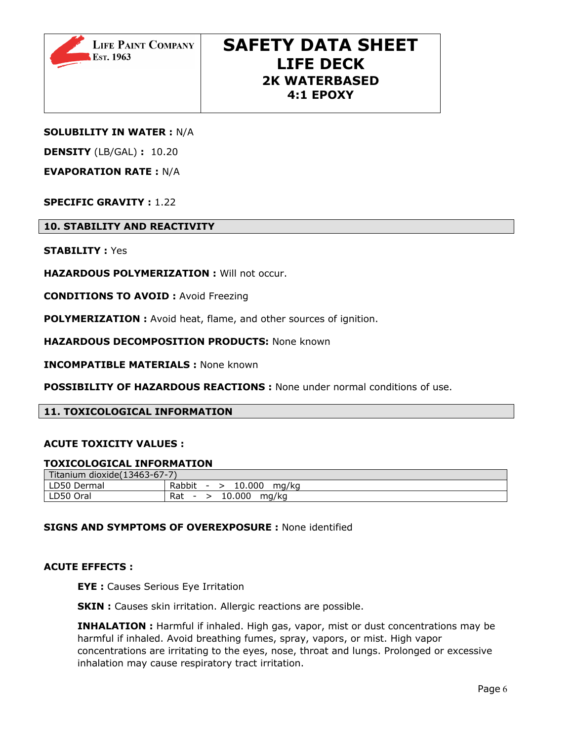**SOLUBILITY IN WATER :** N/A

**DENSITY** (LB/GAL) **:** 10.20

**EVAPORATION RATE :** N/A

**SPECIFIC GRAVITY :** 1.22

## 10. STABILITY AND REACTIVITY

**STABILITY :** Yes

**HAZARDOUS POLYMERIZATION :** Will not occur.

**CONDITIONS TO AVOID :** Avoid Freezing

**POLYMERIZATION :** Avoid heat, flame, and other sources of ignition.

**HAZARDOUS DECOMPOSITION PRODUCTS:** None known

**INCOMPATIBLE MATERIALS :** None known

**POSSIBILITY OF HAZARDOUS REACTIONS :** None under normal conditions of use.

## 11. TOXICOLOGICAL INFORMATION

**ACUTE TOXICITY VALUES :**

**TOXICOLOGICAL INFORMATION**

| Titanium dioxide(13463-67-7) | |
|---|---|
| LD50 Dermal | Rabbit - > 10.000 mg/kg |
| LD50 Oral | Rat - > 10.000 mg/kg |

**SIGNS AND SYMPTOMS OF OVEREXPOSURE :** None identified

**ACUTE EFFECTS :**

**EYE :** Causes Serious Eye Irritation

**SKIN :** Causes skin irritation. Allergic reactions are possible.

**INHALATION :** Harmful if inhaled. High gas, vapor, mist or dust concentrations may be harmful if inhaled. Avoid breathing fumes, spray, vapors, or mist. High vapor concentrations are irritating to the eyes, nose, throat and lungs. Prolonged or excessive inhalation may cause respiratory tract irritation.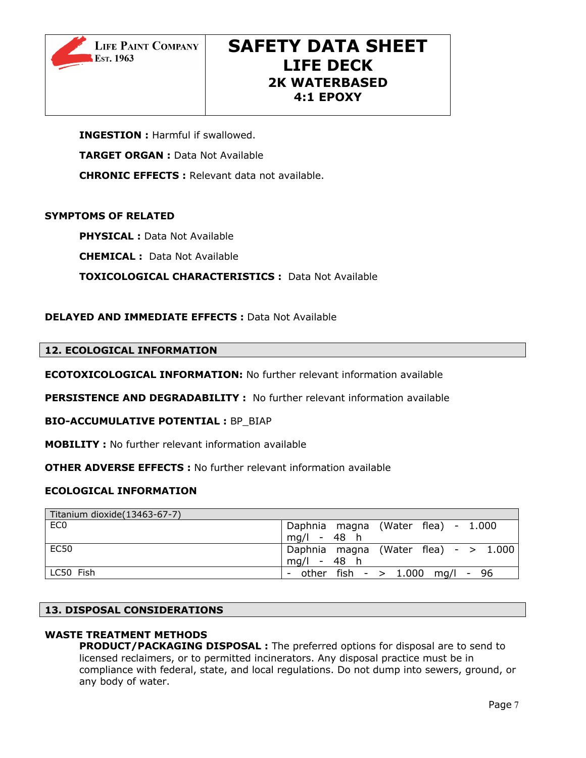**INGESTION :** Harmful if swallowed.

**TARGET ORGAN :** Data Not Available

**CHRONIC EFFECTS :** Relevant data not available.

**SYMPTOMS OF RELATED**

**PHYSICAL :** Data Not Available

**CHEMICAL :** Data Not Available

**TOXICOLOGICAL CHARACTERISTICS :** Data Not Available

**DELAYED AND IMMEDIATE EFFECTS :** Data Not Available

## 12. ECOLOGICAL INFORMATION

**ECOTOXICOLOGICAL INFORMATION:** No further relevant information available

**PERSISTENCE AND DEGRADABILITY :** No further relevant information available

**BIO-ACCUMULATIVE POTENTIAL :** BP_BIAP

**MOBILITY :** No further relevant information available

**OTHER ADVERSE EFFECTS :** No further relevant information available

**ECOLOGICAL INFORMATION**

| Titanium dioxide(13463-67-7) | |
|---|---|
| EC0 | Daphnia magna (Water flea) - 1.000 mg/l - 48 h |
| EC50 | Daphnia magna (Water flea) - > 1.000 mg/l - 48 h |
| LC50 Fish | - other fish - > 1.000 mg/l - 96 |

## 13. DISPOSAL CONSIDERATIONS

**WASTE TREATMENT METHODS**

**PRODUCT/PACKAGING DISPOSAL :** The preferred options for disposal are to send to licensed reclaimers, or to permitted incinerators. Any disposal practice must be in compliance with federal, state, and local regulations. Do not dump into sewers, ground, or any body of water.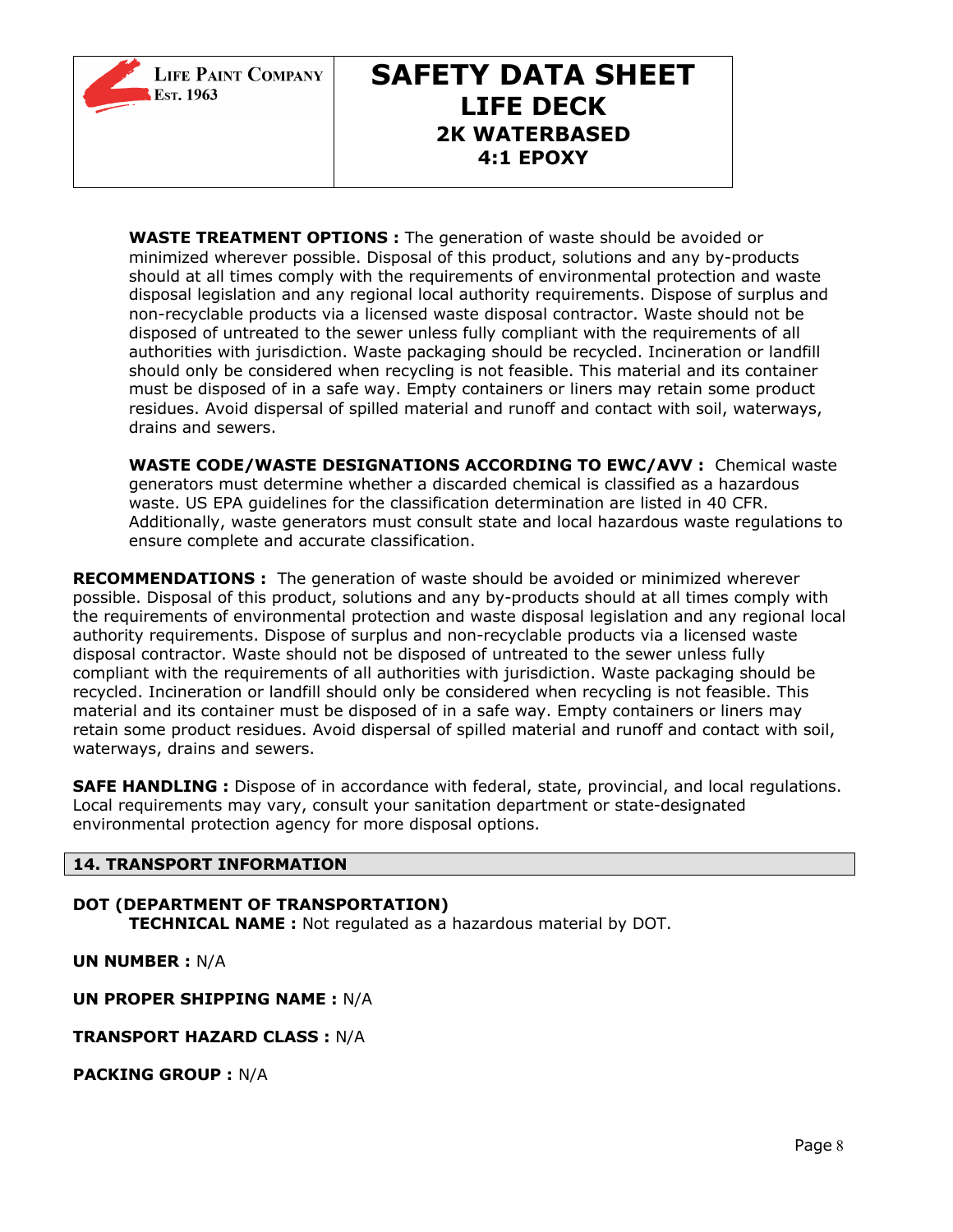**WASTE TREATMENT OPTIONS :** The generation of waste should be avoided or minimized wherever possible. Disposal of this product, solutions and any by-products should at all times comply with the requirements of environmental protection and waste disposal legislation and any regional local authority requirements. Dispose of surplus and non-recyclable products via a licensed waste disposal contractor. Waste should not be disposed of untreated to the sewer unless fully compliant with the requirements of all authorities with jurisdiction. Waste packaging should be recycled. Incineration or landfill should only be considered when recycling is not feasible. This material and its container must be disposed of in a safe way. Empty containers or liners may retain some product residues. Avoid dispersal of spilled material and runoff and contact with soil, waterways, drains and sewers.

**WASTE CODE/WASTE DESIGNATIONS ACCORDING TO EWC/AVV :** Chemical waste generators must determine whether a discarded chemical is classified as a hazardous waste. US EPA guidelines for the classification determination are listed in 40 CFR. Additionally, waste generators must consult state and local hazardous waste regulations to ensure complete and accurate classification.

**RECOMMENDATIONS :** The generation of waste should be avoided or minimized wherever possible. Disposal of this product, solutions and any by-products should at all times comply with the requirements of environmental protection and waste disposal legislation and any regional local authority requirements. Dispose of surplus and non-recyclable products via a licensed waste disposal contractor. Waste should not be disposed of untreated to the sewer unless fully compliant with the requirements of all authorities with jurisdiction. Waste packaging should be recycled. Incineration or landfill should only be considered when recycling is not feasible. This material and its container must be disposed of in a safe way. Empty containers or liners may retain some product residues. Avoid dispersal of spilled material and runoff and contact with soil, waterways, drains and sewers.

**SAFE HANDLING :** Dispose of in accordance with federal, state, provincial, and local regulations. Local requirements may vary, consult your sanitation department or state-designated environmental protection agency for more disposal options.

## 14. TRANSPORT INFORMATION

**DOT (DEPARTMENT OF TRANSPORTATION)**

**TECHNICAL NAME :** Not regulated as a hazardous material by DOT.

**UN NUMBER :** N/A

**UN PROPER SHIPPING NAME :** N/A

**TRANSPORT HAZARD CLASS :** N/A

**PACKING GROUP :** N/A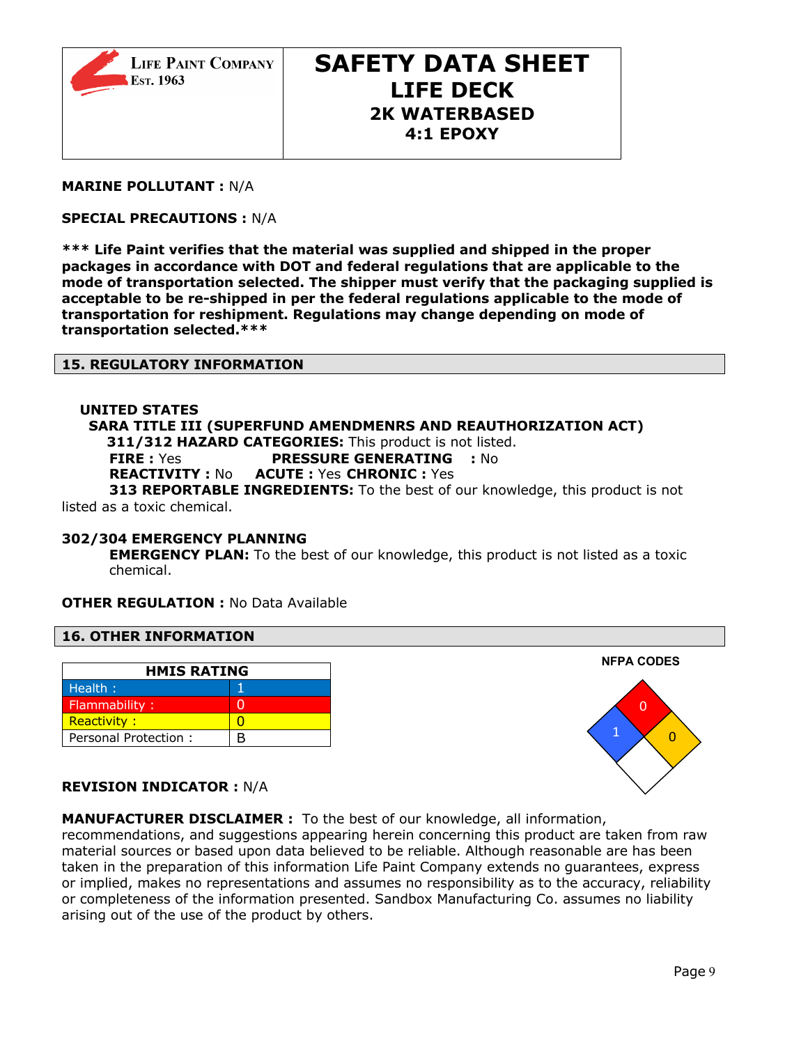**MARINE POLLUTANT :** N/A

**SPECIAL PRECAUTIONS :** N/A

**\*\*\* Life Paint verifies that the material was supplied and shipped in the proper packages in accordance with DOT and federal regulations that are applicable to the mode of transportation selected. The shipper must verify that the packaging supplied is acceptable to be re-shipped in per the federal regulations applicable to the mode of transportation for reshipment. Regulations may change depending on mode of transportation selected.\*\*\***

## 15. REGULATORY INFORMATION

**UNITED STATES**

**SARA TITLE III (SUPERFUND AMENDMENRS AND REAUTHORIZATION ACT)**

**311/312 HAZARD CATEGORIES:** This product is not listed.

**FIRE :** Yes **PRESSURE GENERATING :** No

**REACTIVITY :** No **ACUTE :** Yes **CHRONIC :** Yes

**313 REPORTABLE INGREDIENTS:** To the best of our knowledge, this product is not listed as a toxic chemical.

**302/304 EMERGENCY PLANNING**

**EMERGENCY PLAN:** To the best of our knowledge, this product is not listed as a toxic chemical.

**OTHER REGULATION :** No Data Available

## 16. OTHER INFORMATION

| HMIS RATING | |
|---|---|
| Health : | 1 |
| Flammability : | 0 |
| Reactivity : | 0 |
| Personal Protection : | B |

**NFPA CODES**

| Health (blue) | Flammability (red) | Reactivity (yellow) | Special (white) |
|---|---|---|---|
| 1 | 0 | 0 | |

**REVISION INDICATOR :** N/A

**MANUFACTURER DISCLAIMER :** To the best of our knowledge, all information, recommendations, and suggestions appearing herein concerning this product are taken from raw material sources or based upon data believed to be reliable. Although reasonable are has been taken in the preparation of this information Life Paint Company extends no guarantees, express or implied, makes no representations and assumes no responsibility as to the accuracy, reliability or completeness of the information presented. Sandbox Manufacturing Co. assumes no liability arising out of the use of the product by others.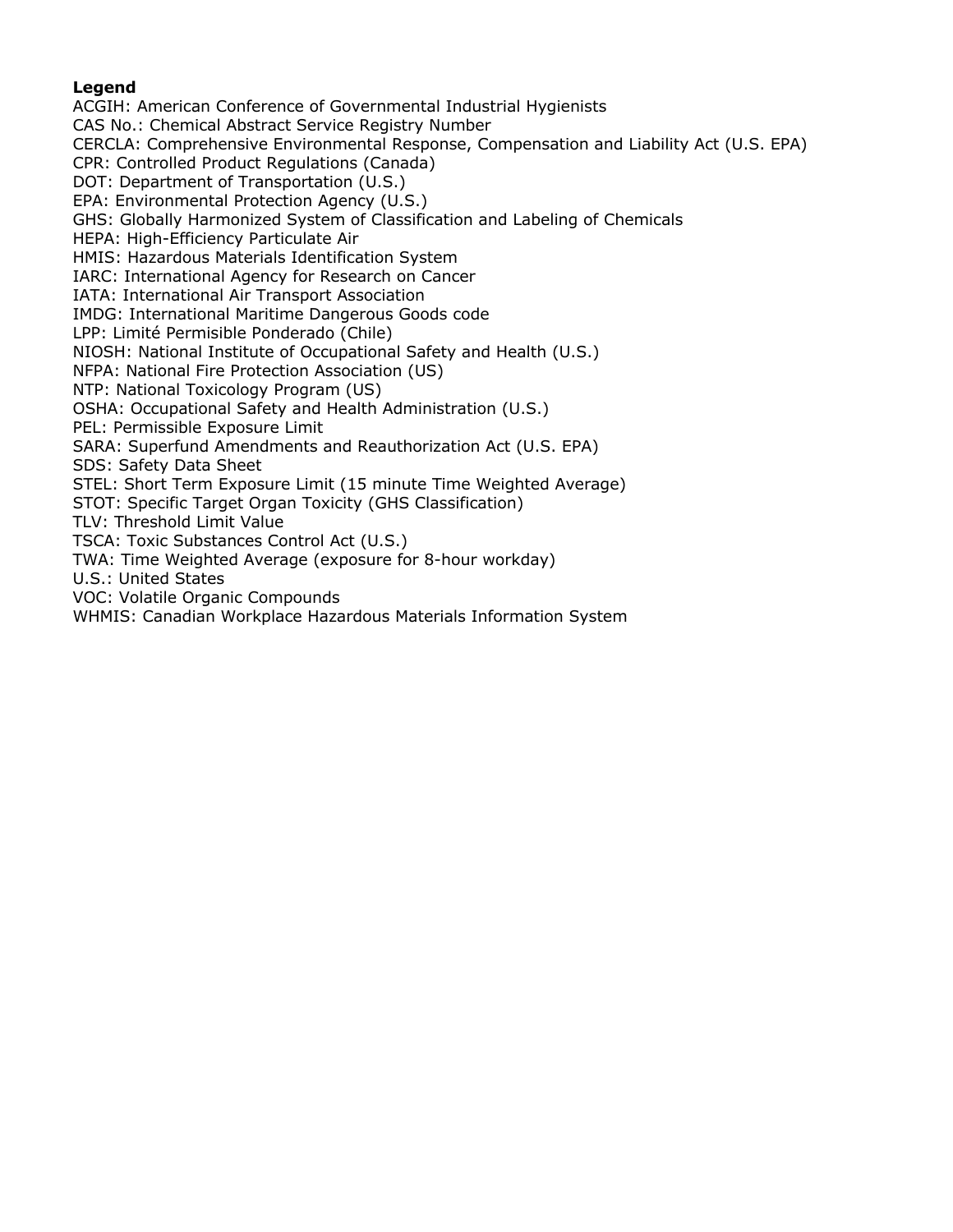**Legend**

ACGIH: American Conference of Governmental Industrial Hygienists
CAS No.: Chemical Abstract Service Registry Number
CERCLA: Comprehensive Environmental Response, Compensation and Liability Act (U.S. EPA)
CPR: Controlled Product Regulations (Canada)
DOT: Department of Transportation (U.S.)
EPA: Environmental Protection Agency (U.S.)
GHS: Globally Harmonized System of Classification and Labeling of Chemicals
HEPA: High-Efficiency Particulate Air
HMIS: Hazardous Materials Identification System
IARC: International Agency for Research on Cancer
IATA: International Air Transport Association
IMDG: International Maritime Dangerous Goods code
LPP: Limité Permisible Ponderado (Chile)
NIOSH: National Institute of Occupational Safety and Health (U.S.)
NFPA: National Fire Protection Association (US)
NTP: National Toxicology Program (US)
OSHA: Occupational Safety and Health Administration (U.S.)
PEL: Permissible Exposure Limit
SARA: Superfund Amendments and Reauthorization Act (U.S. EPA)
SDS: Safety Data Sheet
STEL: Short Term Exposure Limit (15 minute Time Weighted Average)
STOT: Specific Target Organ Toxicity (GHS Classification)
TLV: Threshold Limit Value
TSCA: Toxic Substances Control Act (U.S.)
TWA: Time Weighted Average (exposure for 8-hour workday)
U.S.: United States
VOC: Volatile Organic Compounds
WHMIS: Canadian Workplace Hazardous Materials Information System